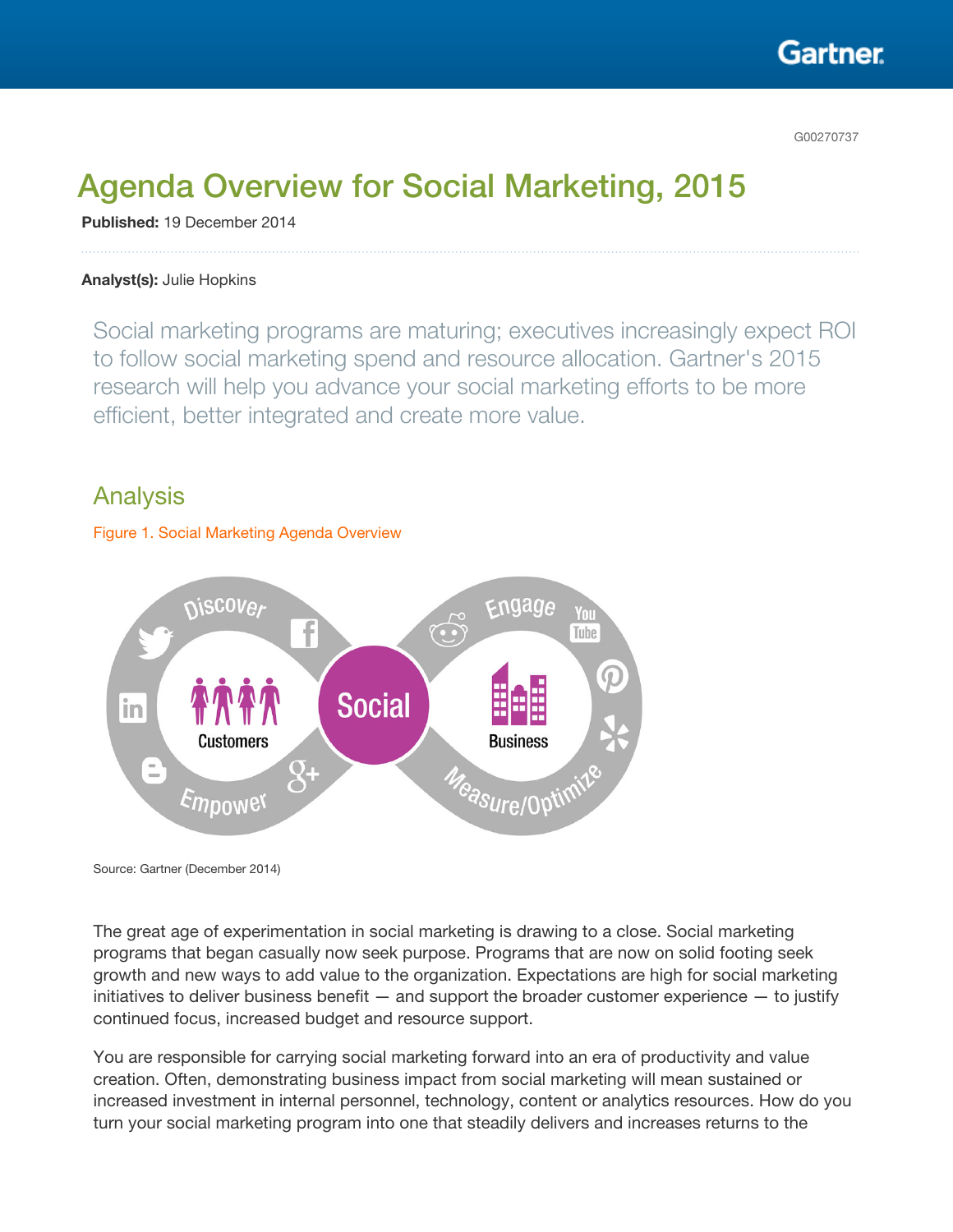G00270737

# Agenda Overview for Social Marketing, 2015

**Published:** 19 December 2014

**Analyst(s):** Julie Hopkins

Social marketing programs are maturing; executives increasingly expect ROI to follow social marketing spend and resource allocation. Gartner's 2015 research will help you advance your social marketing efforts to be more efficient, better integrated and create more value.

## Analysis

Figure 1. Social Marketing Agenda Overview

Source: Gartner (December 2014)

The great age of experimentation in social marketing is drawing to a close. Social marketing programs that began casually now seek purpose. Programs that are now on solid footing seek growth and new ways to add value to the organization. Expectations are high for social marketing initiatives to deliver business benefit — and support the broader customer experience — to justify continued focus, increased budget and resource support.

You are responsible for carrying social marketing forward into an era of productivity and value creation. Often, demonstrating business impact from social marketing will mean sustained or increased investment in internal personnel, technology, content or analytics resources. How do you turn your social marketing program into one that steadily delivers and increases returns to the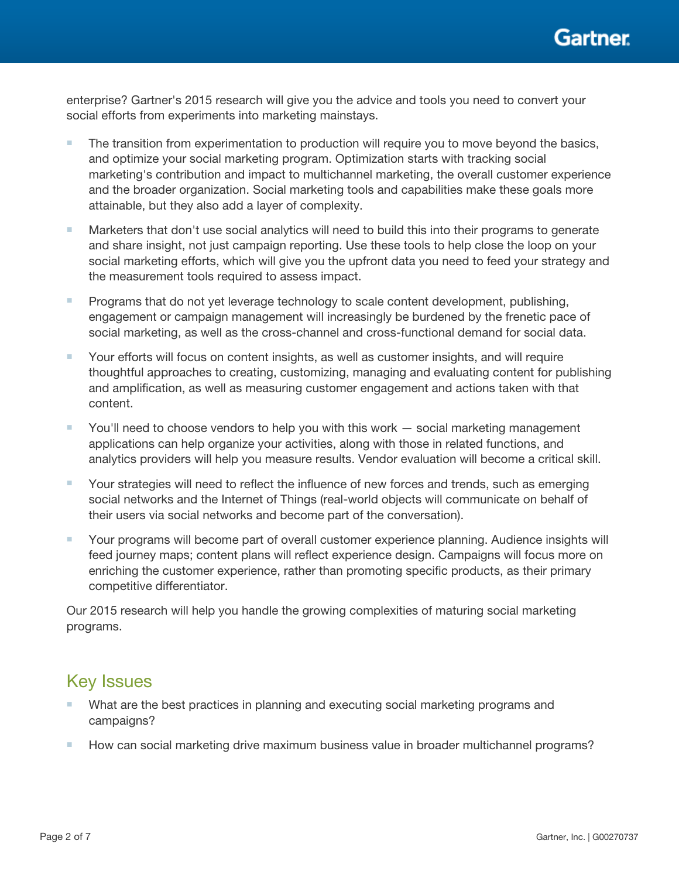enterprise? Gartner's 2015 research will give you the advice and tools you need to convert your social efforts from experiments into marketing mainstays.

- The transition from experimentation to production will require you to move beyond the basics, and optimize your social marketing program. Optimization starts with tracking social marketing's contribution and impact to multichannel marketing, the overall customer experience and the broader organization. Social marketing tools and capabilities make these goals more attainable, but they also add a layer of complexity.
- Marketers that don't use social analytics will need to build this into their programs to generate and share insight, not just campaign reporting. Use these tools to help close the loop on your social marketing efforts, which will give you the upfront data you need to feed your strategy and the measurement tools required to assess impact.
- Programs that do not yet leverage technology to scale content development, publishing, engagement or campaign management will increasingly be burdened by the frenetic pace of social marketing, as well as the cross-channel and cross-functional demand for social data.
- Your efforts will focus on content insights, as well as customer insights, and will require thoughtful approaches to creating, customizing, managing and evaluating content for publishing and amplification, as well as measuring customer engagement and actions taken with that content.
- You'll need to choose vendors to help you with this work — social marketing management applications can help organize your activities, along with those in related functions, and analytics providers will help you measure results. Vendor evaluation will become a critical skill.
- Your strategies will need to reflect the influence of new forces and trends, such as emerging social networks and the Internet of Things (real-world objects will communicate on behalf of their users via social networks and become part of the conversation).
- Your programs will become part of overall customer experience planning. Audience insights will feed journey maps; content plans will reflect experience design. Campaigns will focus more on enriching the customer experience, rather than promoting specific products, as their primary competitive differentiator.

Our 2015 research will help you handle the growing complexities of maturing social marketing programs.

## Key Issues

- What are the best practices in planning and executing social marketing programs and campaigns?
- How can social marketing drive maximum business value in broader multichannel programs?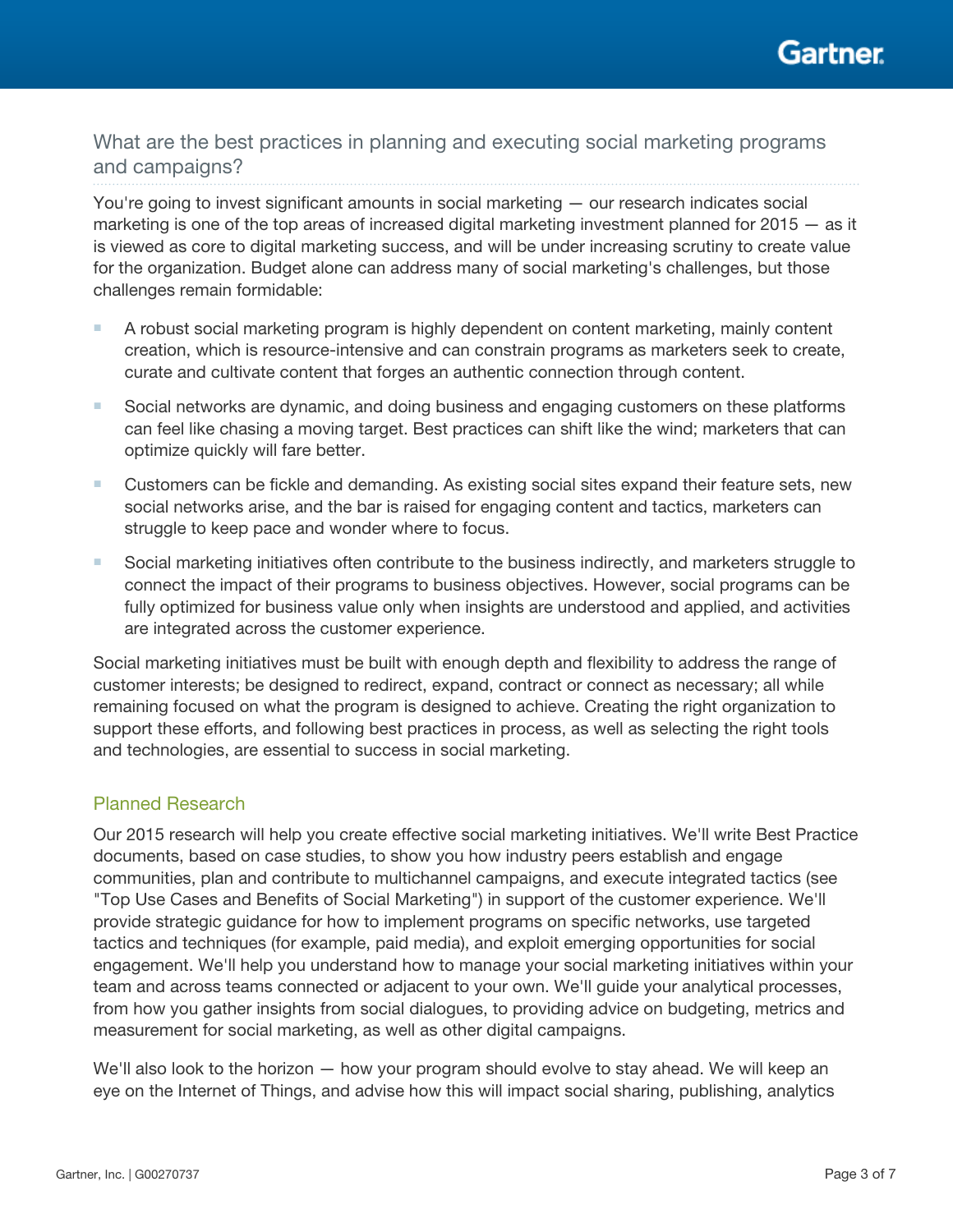## What are the best practices in planning and executing social marketing programs and campaigns?

You're going to invest significant amounts in social marketing — our research indicates social marketing is one of the top areas of increased digital marketing investment planned for 2015 — as it is viewed as core to digital marketing success, and will be under increasing scrutiny to create value for the organization. Budget alone can address many of social marketing's challenges, but those challenges remain formidable:

- A robust social marketing program is highly dependent on content marketing, mainly content creation, which is resource-intensive and can constrain programs as marketers seek to create, curate and cultivate content that forges an authentic connection through content.
- Social networks are dynamic, and doing business and engaging customers on these platforms can feel like chasing a moving target. Best practices can shift like the wind; marketers that can optimize quickly will fare better.
- Customers can be fickle and demanding. As existing social sites expand their feature sets, new social networks arise, and the bar is raised for engaging content and tactics, marketers can struggle to keep pace and wonder where to focus.
- Social marketing initiatives often contribute to the business indirectly, and marketers struggle to connect the impact of their programs to business objectives. However, social programs can be fully optimized for business value only when insights are understood and applied, and activities are integrated across the customer experience.

Social marketing initiatives must be built with enough depth and flexibility to address the range of customer interests; be designed to redirect, expand, contract or connect as necessary; all while remaining focused on what the program is designed to achieve. Creating the right organization to support these efforts, and following best practices in process, as well as selecting the right tools and technologies, are essential to success in social marketing.

### Planned Research

Our 2015 research will help you create effective social marketing initiatives. We'll write Best Practice documents, based on case studies, to show you how industry peers establish and engage communities, plan and contribute to multichannel campaigns, and execute integrated tactics (see "Top Use Cases and Benefits of Social Marketing") in support of the customer experience. We'll provide strategic guidance for how to implement programs on specific networks, use targeted tactics and techniques (for example, paid media), and exploit emerging opportunities for social engagement. We'll help you understand how to manage your social marketing initiatives within your team and across teams connected or adjacent to your own. We'll guide your analytical processes, from how you gather insights from social dialogues, to providing advice on budgeting, metrics and measurement for social marketing, as well as other digital campaigns.

We'll also look to the horizon — how your program should evolve to stay ahead. We will keep an eye on the Internet of Things, and advise how this will impact social sharing, publishing, analytics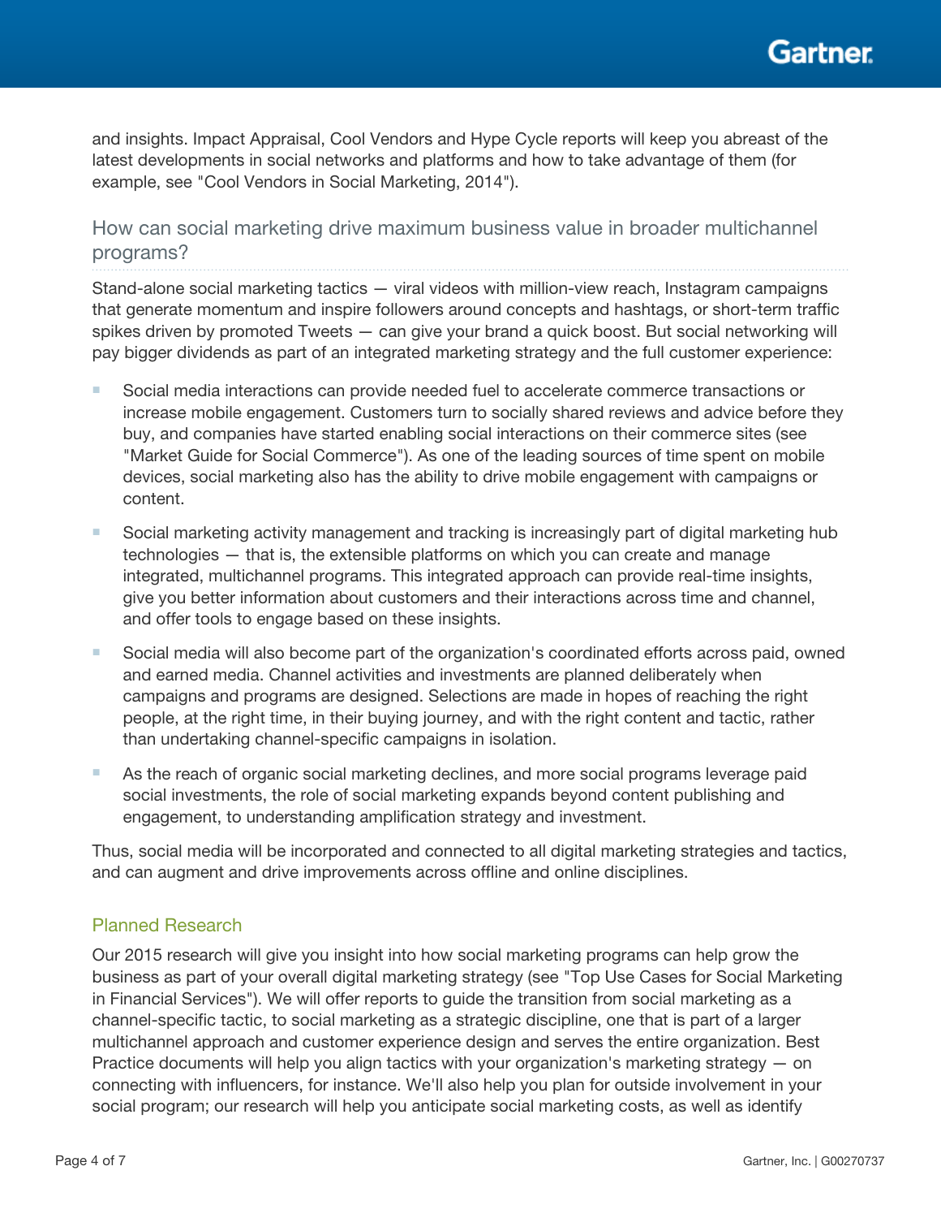and insights. Impact Appraisal, Cool Vendors and Hype Cycle reports will keep you abreast of the latest developments in social networks and platforms and how to take advantage of them (for example, see "Cool Vendors in Social Marketing, 2014").

### How can social marketing drive maximum business value in broader multichannel programs?

Stand-alone social marketing tactics — viral videos with million-view reach, Instagram campaigns that generate momentum and inspire followers around concepts and hashtags, or short-term traffic spikes driven by promoted Tweets — can give your brand a quick boost. But social networking will pay bigger dividends as part of an integrated marketing strategy and the full customer experience:

- Social media interactions can provide needed fuel to accelerate commerce transactions or increase mobile engagement. Customers turn to socially shared reviews and advice before they buy, and companies have started enabling social interactions on their commerce sites (see "Market Guide for Social Commerce"). As one of the leading sources of time spent on mobile devices, social marketing also has the ability to drive mobile engagement with campaigns or content.
- Social marketing activity management and tracking is increasingly part of digital marketing hub technologies — that is, the extensible platforms on which you can create and manage integrated, multichannel programs. This integrated approach can provide real-time insights, give you better information about customers and their interactions across time and channel, and offer tools to engage based on these insights.
- Social media will also become part of the organization's coordinated efforts across paid, owned and earned media. Channel activities and investments are planned deliberately when campaigns and programs are designed. Selections are made in hopes of reaching the right people, at the right time, in their buying journey, and with the right content and tactic, rather than undertaking channel-specific campaigns in isolation.
- As the reach of organic social marketing declines, and more social programs leverage paid social investments, the role of social marketing expands beyond content publishing and engagement, to understanding amplification strategy and investment.

Thus, social media will be incorporated and connected to all digital marketing strategies and tactics, and can augment and drive improvements across offline and online disciplines.

#### Planned Research

Our 2015 research will give you insight into how social marketing programs can help grow the business as part of your overall digital marketing strategy (see "Top Use Cases for Social Marketing in Financial Services"). We will offer reports to guide the transition from social marketing as a channel-specific tactic, to social marketing as a strategic discipline, one that is part of a larger multichannel approach and customer experience design and serves the entire organization. Best Practice documents will help you align tactics with your organization's marketing strategy — on connecting with influencers, for instance. We'll also help you plan for outside involvement in your social program; our research will help you anticipate social marketing costs, as well as identify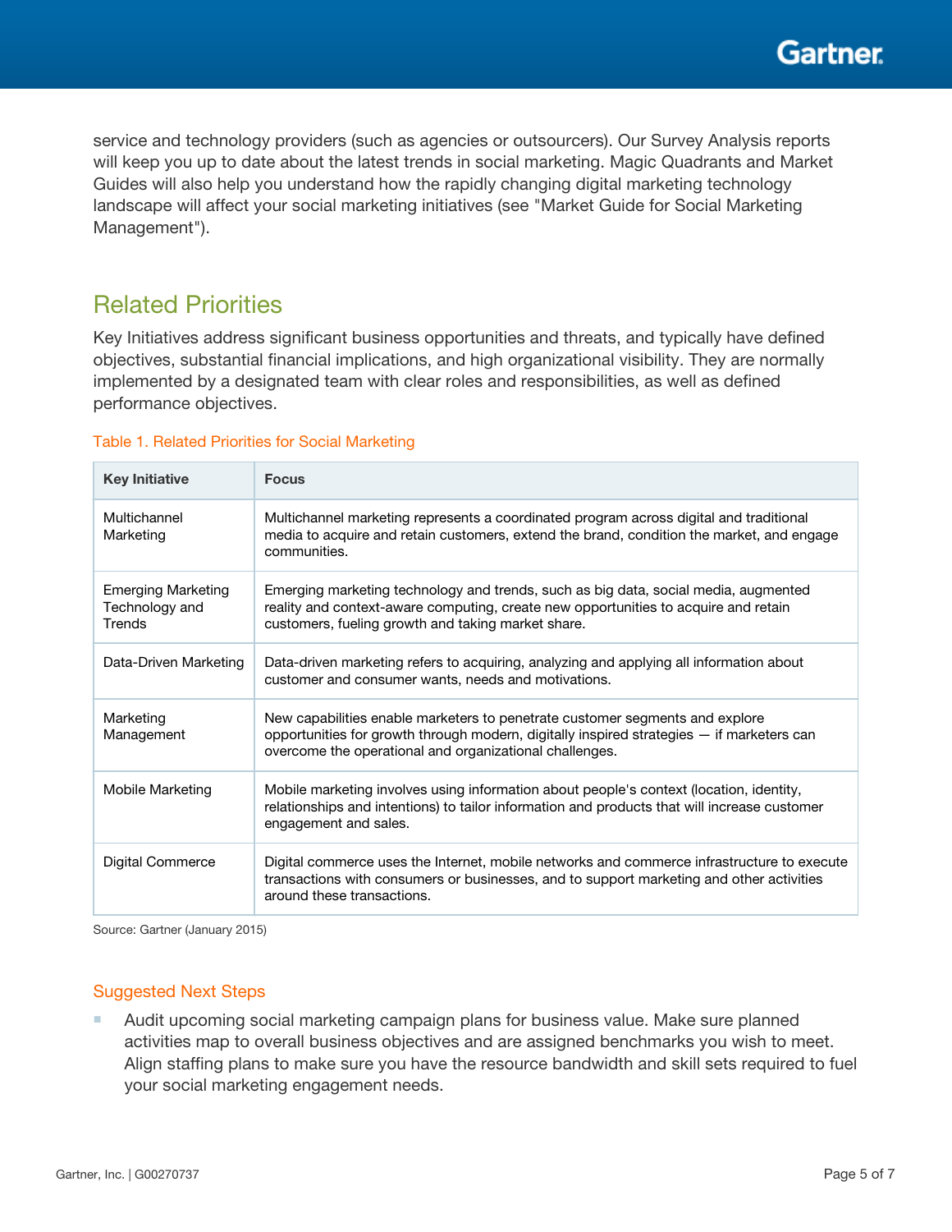service and technology providers (such as agencies or outsourcers). Our Survey Analysis reports will keep you up to date about the latest trends in social marketing. Magic Quadrants and Market Guides will also help you understand how the rapidly changing digital marketing technology landscape will affect your social marketing initiatives (see "Market Guide for Social Marketing Management").

## Related Priorities

Key Initiatives address significant business opportunities and threats, and typically have defined objectives, substantial financial implications, and high organizational visibility. They are normally implemented by a designated team with clear roles and responsibilities, as well as defined performance objectives.

Table 1. Related Priorities for Social Marketing

| Key Initiative | Focus |
|---|---|
| Multichannel Marketing | Multichannel marketing represents a coordinated program across digital and traditional media to acquire and retain customers, extend the brand, condition the market, and engage communities. |
| Emerging Marketing Technology and Trends | Emerging marketing technology and trends, such as big data, social media, augmented reality and context-aware computing, create new opportunities to acquire and retain customers, fueling growth and taking market share. |
| Data-Driven Marketing | Data-driven marketing refers to acquiring, analyzing and applying all information about customer and consumer wants, needs and motivations. |
| Marketing Management | New capabilities enable marketers to penetrate customer segments and explore opportunities for growth through modern, digitally inspired strategies — if marketers can overcome the operational and organizational challenges. |
| Mobile Marketing | Mobile marketing involves using information about people's context (location, identity, relationships and intentions) to tailor information and products that will increase customer engagement and sales. |
| Digital Commerce | Digital commerce uses the Internet, mobile networks and commerce infrastructure to execute transactions with consumers or businesses, and to support marketing and other activities around these transactions. |

Source: Gartner (January 2015)

### Suggested Next Steps

- Audit upcoming social marketing campaign plans for business value. Make sure planned activities map to overall business objectives and are assigned benchmarks you wish to meet. Align staffing plans to make sure you have the resource bandwidth and skill sets required to fuel your social marketing engagement needs.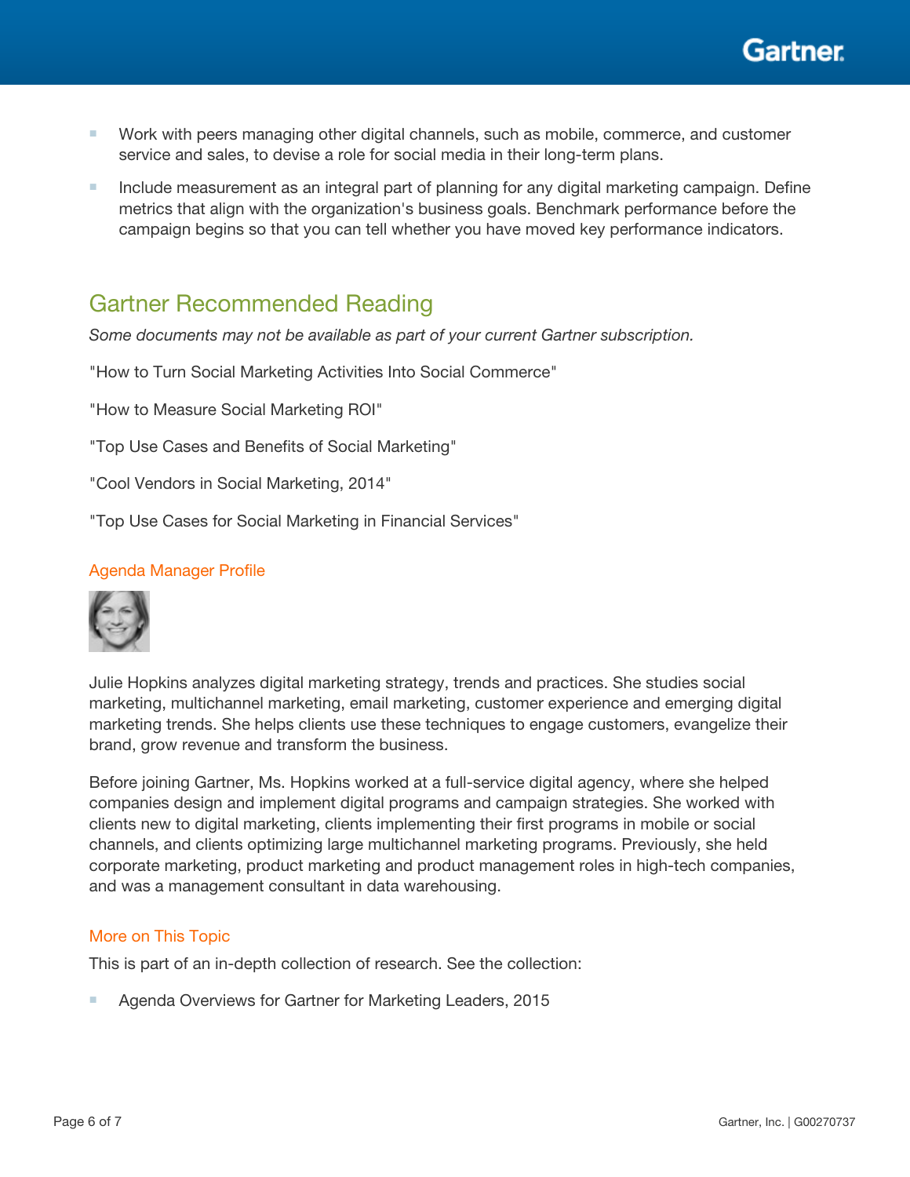- Work with peers managing other digital channels, such as mobile, commerce, and customer service and sales, to devise a role for social media in their long-term plans.
- Include measurement as an integral part of planning for any digital marketing campaign. Define metrics that align with the organization's business goals. Benchmark performance before the campaign begins so that you can tell whether you have moved key performance indicators.

## Gartner Recommended Reading

*Some documents may not be available as part of your current Gartner subscription.*

"How to Turn Social Marketing Activities Into Social Commerce"

"How to Measure Social Marketing ROI"

"Top Use Cases and Benefits of Social Marketing"

"Cool Vendors in Social Marketing, 2014"

"Top Use Cases for Social Marketing in Financial Services"

### Agenda Manager Profile

Julie Hopkins analyzes digital marketing strategy, trends and practices. She studies social marketing, multichannel marketing, email marketing, customer experience and emerging digital marketing trends. She helps clients use these techniques to engage customers, evangelize their brand, grow revenue and transform the business.

Before joining Gartner, Ms. Hopkins worked at a full-service digital agency, where she helped companies design and implement digital programs and campaign strategies. She worked with clients new to digital marketing, clients implementing their first programs in mobile or social channels, and clients optimizing large multichannel marketing programs. Previously, she held corporate marketing, product marketing and product management roles in high-tech companies, and was a management consultant in data warehousing.

### More on This Topic

This is part of an in-depth collection of research. See the collection:

- Agenda Overviews for Gartner for Marketing Leaders, 2015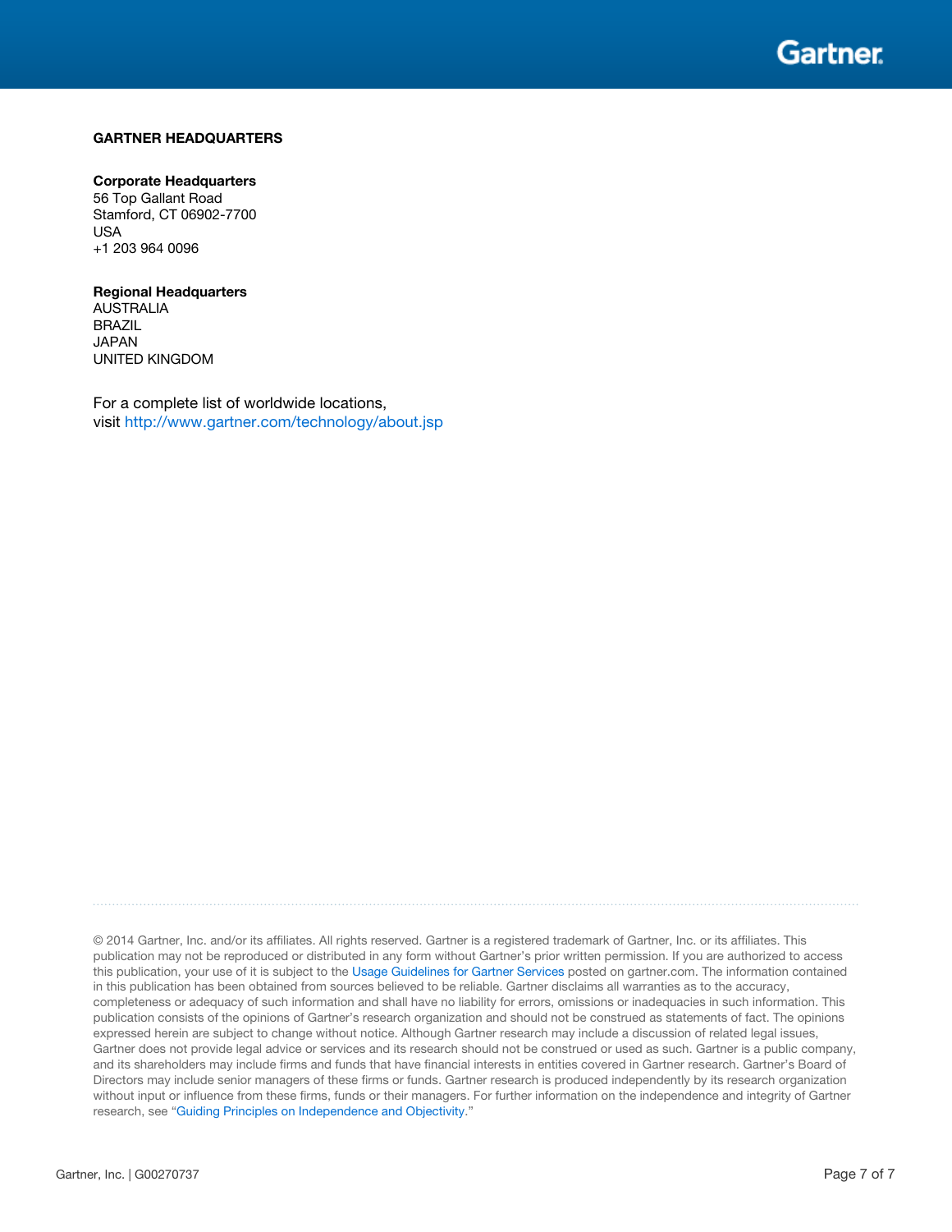## GARTNER HEADQUARTERS

**Corporate Headquarters**
56 Top Gallant Road
Stamford, CT 06902-7700
USA
+1 203 964 0096

**Regional Headquarters**
AUSTRALIA
BRAZIL
JAPAN
UNITED KINGDOM

For a complete list of worldwide locations,
visit http://www.gartner.com/technology/about.jsp

© 2014 Gartner, Inc. and/or its affiliates. All rights reserved. Gartner is a registered trademark of Gartner, Inc. or its affiliates. This publication may not be reproduced or distributed in any form without Gartner's prior written permission. If you are authorized to access this publication, your use of it is subject to the Usage Guidelines for Gartner Services posted on gartner.com. The information contained in this publication has been obtained from sources believed to be reliable. Gartner disclaims all warranties as to the accuracy, completeness or adequacy of such information and shall have no liability for errors, omissions or inadequacies in such information. This publication consists of the opinions of Gartner's research organization and should not be construed as statements of fact. The opinions expressed herein are subject to change without notice. Although Gartner research may include a discussion of related legal issues, Gartner does not provide legal advice or services and its research should not be construed or used as such. Gartner is a public company, and its shareholders may include firms and funds that have financial interests in entities covered in Gartner research. Gartner's Board of Directors may include senior managers of these firms or funds. Gartner research is produced independently by its research organization without input or influence from these firms, funds or their managers. For further information on the independence and integrity of Gartner research, see "Guiding Principles on Independence and Objectivity."